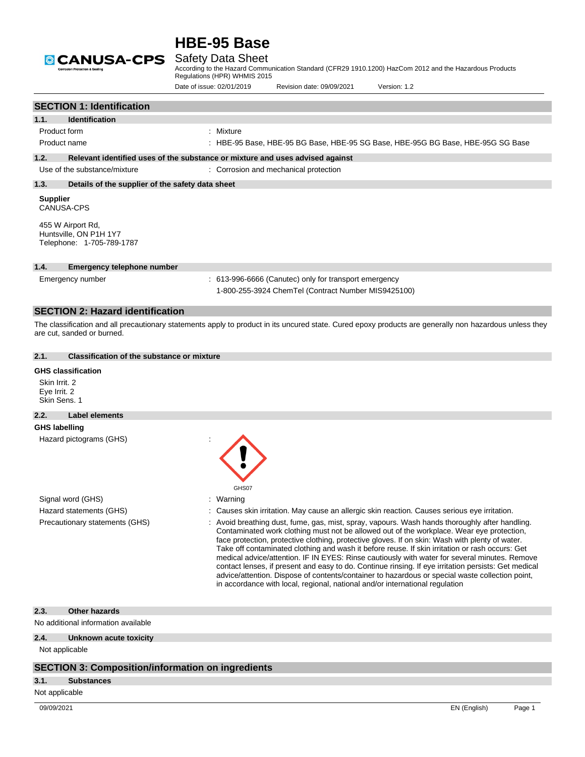# HBE-95 Base

Safety Data Sheet

According to the Hazard Communication Standard (CFR29 1910.1200) HazCom 2012 and the Hazardous Products Regulations (HPR) WHMIS 2015

Date of issue: 02/01/2019 Revision date: 09/09/2021 Version: 1.2

## SECTION 1: Identification

### 1.1. Identification

Product form : Mixture

Product name : HBE-95 Base, HBE-95 BG Base, HBE-95 SG Base, HBE-95G BG Base, HBE-95G SG Base

### 1.2. Relevant identified uses of the substance or mixture and uses advised against

Use of the substance/mixture : Corrosion and mechanical protection

### 1.3. Details of the supplier of the safety data sheet

**Supplier**
CANUSA-CPS

455 W Airport Rd,
Huntsville, ON P1H 1Y7
Telephone: 1-705-789-1787

### 1.4. Emergency telephone number

Emergency number : 613-996-6666 (Canutec) only for transport emergency
1-800-255-3924 ChemTel (Contract Number MIS9425100)

## SECTION 2: Hazard identification

The classification and all precautionary statements apply to product in its uncured state. Cured epoxy products are generally non hazardous unless they are cut, sanded or burned.

### 2.1. Classification of the substance or mixture

**GHS classification**

Skin Irrit. 2
Eye Irrit. 2
Skin Sens. 1

### 2.2. Label elements

**GHS labelling**

Hazard pictograms (GHS) :

GHS07

Signal word (GHS) : Warning

Hazard statements (GHS) : Causes skin irritation. May cause an allergic skin reaction. Causes serious eye irritation.

Precautionary statements (GHS) : Avoid breathing dust, fume, gas, mist, spray, vapours. Wash hands thoroughly after handling. Contaminated work clothing must not be allowed out of the workplace. Wear eye protection, face protection, protective clothing, protective gloves. If on skin: Wash with plenty of water. Take off contaminated clothing and wash it before reuse. If skin irritation or rash occurs: Get medical advice/attention. IF IN EYES: Rinse cautiously with water for several minutes. Remove contact lenses, if present and easy to do. Continue rinsing. If eye irritation persists: Get medical advice/attention. Dispose of contents/container to hazardous or special waste collection point, in accordance with local, regional, national and/or international regulation

### 2.3. Other hazards

No additional information available

### 2.4. Unknown acute toxicity

Not applicable

## SECTION 3: Composition/information on ingredients

### 3.1. Substances

Not applicable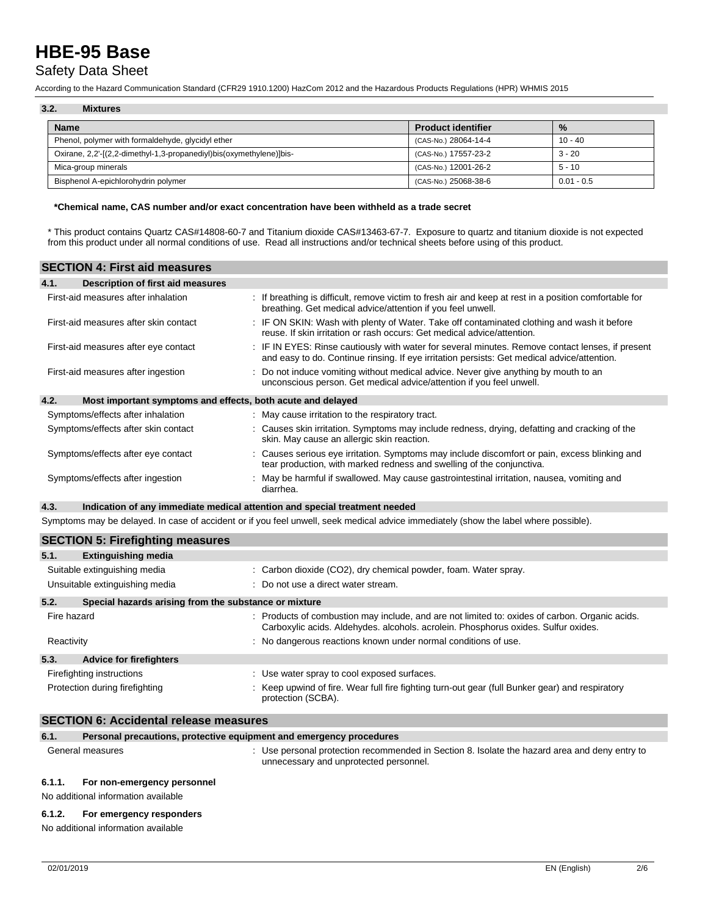### 3.2. Mixtures

| Name | Product identifier | % |
|---|---|---|
| Phenol, polymer with formaldehyde, glycidyl ether | (CAS-No.) 28064-14-4 | 10 - 40 |
| Oxirane, 2,2'-[(2,2-dimethyl-1,3-propanediyl)bis(oxymethylene)]bis- | (CAS-No.) 17557-23-2 | 3 - 20 |
| Mica-group minerals | (CAS-No.) 12001-26-2 | 5 - 10 |
| Bisphenol A-epichlorohydrin polymer | (CAS-No.) 25068-38-6 | 0.01 - 0.5 |

**\*Chemical name, CAS number and/or exact concentration have been withheld as a trade secret**

\* This product contains Quartz CAS#14808-60-7 and Titanium dioxide CAS#13463-67-7. Exposure to quartz and titanium dioxide is not expected from this product under all normal conditions of use. Read all instructions and/or technical sheets before using of this product.

## SECTION 4: First aid measures

### 4.1. Description of first aid measures

First-aid measures after inhalation : If breathing is difficult, remove victim to fresh air and keep at rest in a position comfortable for breathing. Get medical advice/attention if you feel unwell.

First-aid measures after skin contact : IF ON SKIN: Wash with plenty of Water. Take off contaminated clothing and wash it before reuse. If skin irritation or rash occurs: Get medical advice/attention.

First-aid measures after eye contact : IF IN EYES: Rinse cautiously with water for several minutes. Remove contact lenses, if present and easy to do. Continue rinsing. If eye irritation persists: Get medical advice/attention.

First-aid measures after ingestion : Do not induce vomiting without medical advice. Never give anything by mouth to an unconscious person. Get medical advice/attention if you feel unwell.

### 4.2. Most important symptoms and effects, both acute and delayed

Symptoms/effects after inhalation : May cause irritation to the respiratory tract.

Symptoms/effects after skin contact : Causes skin irritation. Symptoms may include redness, drying, defatting and cracking of the skin. May cause an allergic skin reaction.

Symptoms/effects after eye contact : Causes serious eye irritation. Symptoms may include discomfort or pain, excess blinking and tear production, with marked redness and swelling of the conjunctiva.

Symptoms/effects after ingestion : May be harmful if swallowed. May cause gastrointestinal irritation, nausea, vomiting and diarrhea.

### 4.3. Indication of any immediate medical attention and special treatment needed

Symptoms may be delayed. In case of accident or if you feel unwell, seek medical advice immediately (show the label where possible).

## SECTION 5: Firefighting measures

### 5.1. Extinguishing media

Suitable extinguishing media : Carbon dioxide ($CO_2$), dry chemical powder, foam. Water spray.

Unsuitable extinguishing media : Do not use a direct water stream.

### 5.2. Special hazards arising from the substance or mixture

Fire hazard : Products of combustion may include, and are not limited to: oxides of carbon. Organic acids. Carboxylic acids. Aldehydes. alcohols. acrolein. Phosphorus oxides. Sulfur oxides.

Reactivity : No dangerous reactions known under normal conditions of use.

### 5.3. Advice for firefighters

Firefighting instructions : Use water spray to cool exposed surfaces.

Protection during firefighting : Keep upwind of fire. Wear full fire fighting turn-out gear (full Bunker gear) and respiratory protection (SCBA).

## SECTION 6: Accidental release measures

### 6.1. Personal precautions, protective equipment and emergency procedures

General measures : Use personal protection recommended in Section 8. Isolate the hazard area and deny entry to unnecessary and unprotected personnel.

#### 6.1.1. For non-emergency personnel

No additional information available

#### 6.1.2. For emergency responders

No additional information available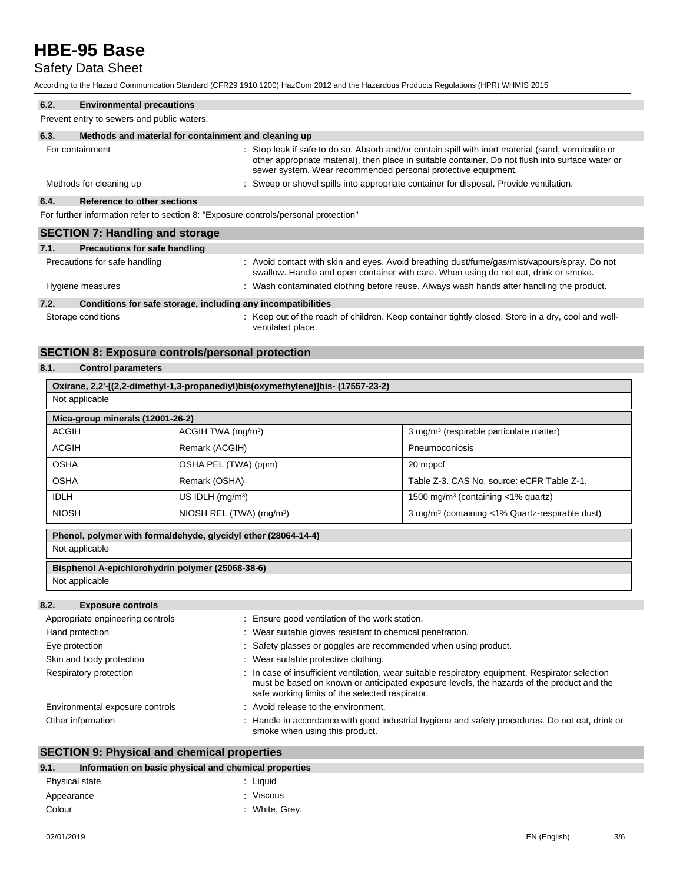### 6.2. Environmental precautions

Prevent entry to sewers and public waters.

### 6.3. Methods and material for containment and cleaning up

For containment : Stop leak if safe to do so. Absorb and/or contain spill with inert material (sand, vermiculite or other appropriate material), then place in suitable container. Do not flush into surface water or sewer system. Wear recommended personal protective equipment.

Methods for cleaning up : Sweep or shovel spills into appropriate container for disposal. Provide ventilation.

### 6.4. Reference to other sections

For further information refer to section 8: "Exposure controls/personal protection"

## SECTION 7: Handling and storage

### 7.1. Precautions for safe handling

Precautions for safe handling : Avoid contact with skin and eyes. Avoid breathing dust/fume/gas/mist/vapours/spray. Do not swallow. Handle and open container with care. When using do not eat, drink or smoke.

Hygiene measures : Wash contaminated clothing before reuse. Always wash hands after handling the product.

### 7.2. Conditions for safe storage, including any incompatibilities

Storage conditions : Keep out of the reach of children. Keep container tightly closed. Store in a dry, cool and well-ventilated place.

## SECTION 8: Exposure controls/personal protection

### 8.1. Control parameters

**Oxirane, 2,2'-[(2,2-dimethyl-1,3-propanediyl)bis(oxymethylene)]bis- (17557-23-2)**

Not applicable

| Mica-group minerals (12001-26-2) | | |
|---|---|---|
| ACGIH | ACGIH TWA (mg/m³) | 3 mg/m³ (respirable particulate matter) |
| ACGIH | Remark (ACGIH) | Pneumoconiosis |
| OSHA | OSHA PEL (TWA) (ppm) | 20 mppcf |
| OSHA | Remark (OSHA) | Table Z-3. CAS No. source: eCFR Table Z-1. |
| IDLH | US IDLH (mg/m³) | 1500 mg/m³ (containing <1% quartz) |
| NIOSH | NIOSH REL (TWA) (mg/m³) | 3 mg/m³ (containing <1% Quartz-respirable dust) |

**Phenol, polymer with formaldehyde, glycidyl ether (28064-14-4)**

Not applicable

**Bisphenol A-epichlorohydrin polymer (25068-38-6)**

Not applicable

### 8.2. Exposure controls

Appropriate engineering controls : Ensure good ventilation of the work station.

Hand protection : Wear suitable gloves resistant to chemical penetration.

Eye protection : Safety glasses or goggles are recommended when using product.

Skin and body protection : Wear suitable protective clothing.

Respiratory protection : In case of insufficient ventilation, wear suitable respiratory equipment. Respirator selection must be based on known or anticipated exposure levels, the hazards of the product and the safe working limits of the selected respirator.

Environmental exposure controls : Avoid release to the environment.

Other information : Handle in accordance with good industrial hygiene and safety procedures. Do not eat, drink or smoke when using this product.

## SECTION 9: Physical and chemical properties

### 9.1. Information on basic physical and chemical properties

Physical state : Liquid

Appearance : Viscous

Colour : White, Grey.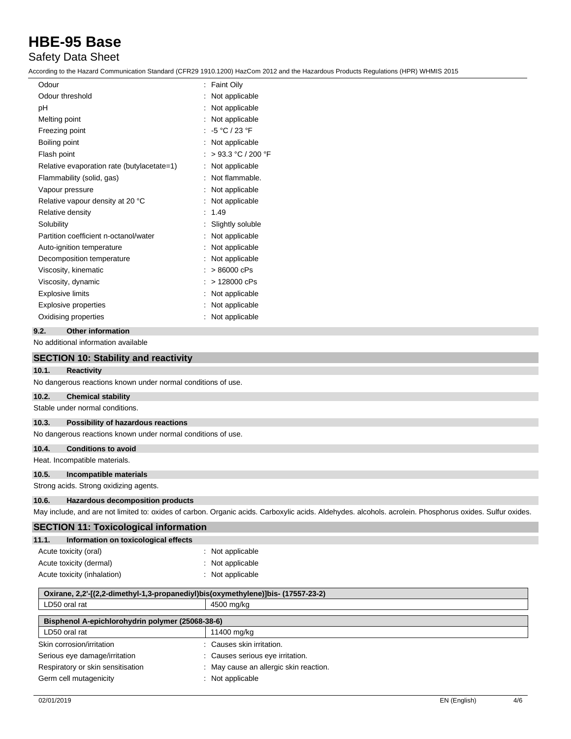| Property | Value |
|---|---|
| Odour | : Faint Oily |
| Odour threshold | : Not applicable |
| pH | : Not applicable |
| Melting point | : Not applicable |
| Freezing point | : -5 °C / 23 °F |
| Boiling point | : Not applicable |
| Flash point | : > 93.3 °C / 200 °F |
| Relative evaporation rate (butylacetate=1) | : Not applicable |
| Flammability (solid, gas) | : Not flammable. |
| Vapour pressure | : Not applicable |
| Relative vapour density at 20 °C | : Not applicable |
| Relative density | : 1.49 |
| Solubility | : Slightly soluble |
| Partition coefficient n-octanol/water | : Not applicable |
| Auto-ignition temperature | : Not applicable |
| Decomposition temperature | : Not applicable |
| Viscosity, kinematic | : > 86000 cPs |
| Viscosity, dynamic | : > 128000 cPs |
| Explosive limits | : Not applicable |
| Explosive properties | : Not applicable |
| Oxidising properties | : Not applicable |

### 9.2. Other information

No additional information available

## SECTION 10: Stability and reactivity

### 10.1. Reactivity

No dangerous reactions known under normal conditions of use.

### 10.2. Chemical stability

Stable under normal conditions.

### 10.3. Possibility of hazardous reactions

No dangerous reactions known under normal conditions of use.

### 10.4. Conditions to avoid

Heat. Incompatible materials.

### 10.5. Incompatible materials

Strong acids. Strong oxidizing agents.

### 10.6. Hazardous decomposition products

May include, and are not limited to: oxides of carbon. Organic acids. Carboxylic acids. Aldehydes. alcohols. acrolein. Phosphorus oxides. Sulfur oxides.

## SECTION 11: Toxicological information

### 11.1. Information on toxicological effects

| Property | Value |
|---|---|
| Acute toxicity (oral) | : Not applicable |
| Acute toxicity (dermal) | : Not applicable |
| Acute toxicity (inhalation) | : Not applicable |

| Oxirane, 2,2'-[(2,2-dimethyl-1,3-propanediyl)bis(oxymethylene)]bis- (17557-23-2) | |
|---|---|
| LD50 oral rat | 4500 mg/kg |

| Bisphenol A-epichlorohydrin polymer (25068-38-6) | |
|---|---|
| LD50 oral rat | 11400 mg/kg |

| Property | Value |
|---|---|
| Skin corrosion/irritation | : Causes skin irritation. |
| Serious eye damage/irritation | : Causes serious eye irritation. |
| Respiratory or skin sensitisation | : May cause an allergic skin reaction. |
| Germ cell mutagenicity | : Not applicable |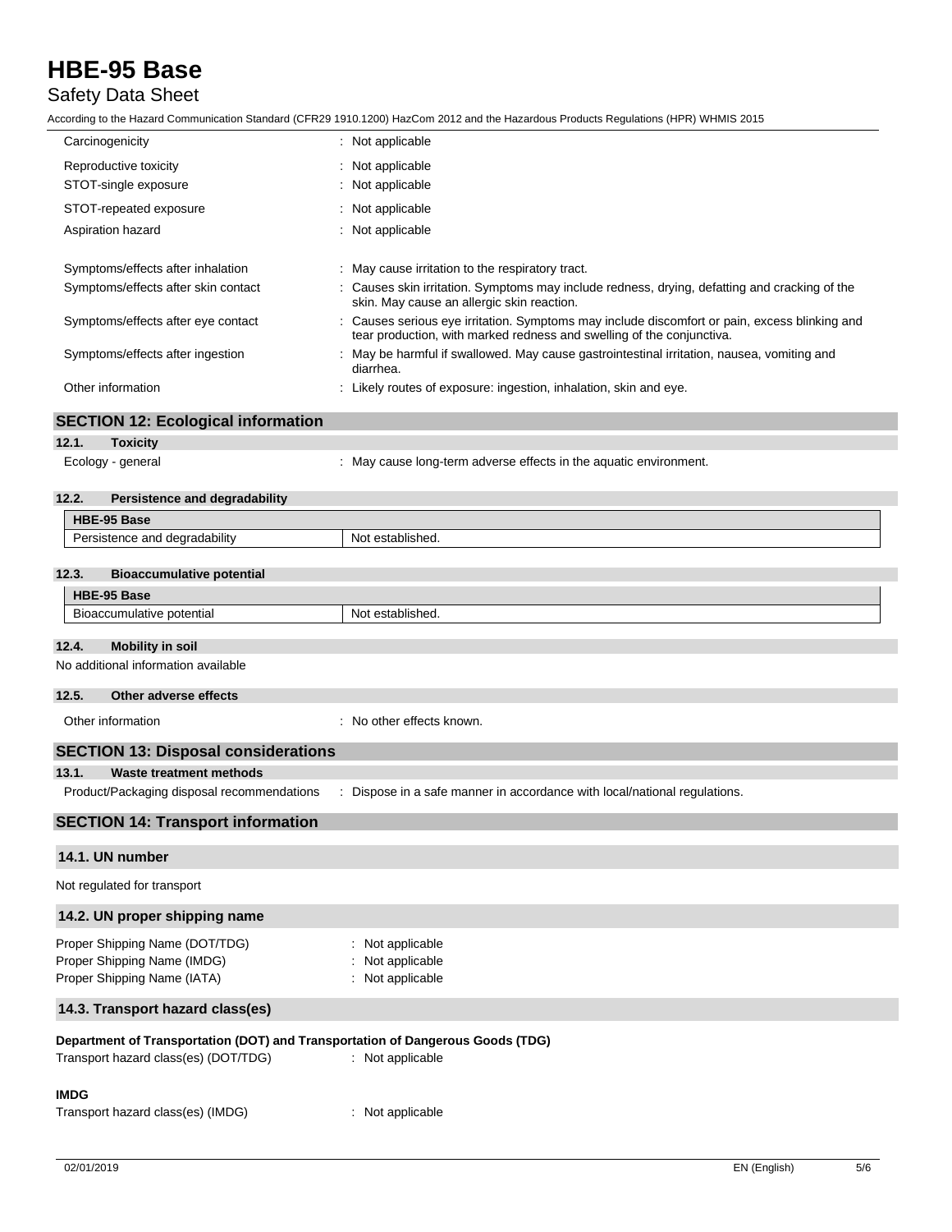Carcinogenicity : Not applicable

Reproductive toxicity : Not applicable

STOT-single exposure : Not applicable

STOT-repeated exposure : Not applicable

Aspiration hazard : Not applicable

Symptoms/effects after inhalation : May cause irritation to the respiratory tract.

Symptoms/effects after skin contact : Causes skin irritation. Symptoms may include redness, drying, defatting and cracking of the skin. May cause an allergic skin reaction.

Symptoms/effects after eye contact : Causes serious eye irritation. Symptoms may include discomfort or pain, excess blinking and tear production, with marked redness and swelling of the conjunctiva.

Symptoms/effects after ingestion : May be harmful if swallowed. May cause gastrointestinal irritation, nausea, vomiting and diarrhea.

Other information : Likely routes of exposure: ingestion, inhalation, skin and eye.

## SECTION 12: Ecological information

### 12.1. Toxicity

Ecology - general : May cause long-term adverse effects in the aquatic environment.

### 12.2. Persistence and degradability

| HBE-95 Base | |
|---|---|
| Persistence and degradability | Not established. |

### 12.3. Bioaccumulative potential

| HBE-95 Base | |
|---|---|
| Bioaccumulative potential | Not established. |

### 12.4. Mobility in soil

No additional information available

### 12.5. Other adverse effects

Other information : No other effects known.

## SECTION 13: Disposal considerations

### 13.1. Waste treatment methods

Product/Packaging disposal recommendations : Dispose in a safe manner in accordance with local/national regulations.

## SECTION 14: Transport information

### 14.1. UN number

Not regulated for transport

### 14.2. UN proper shipping name

Proper Shipping Name (DOT/TDG) : Not applicable

Proper Shipping Name (IMDG) : Not applicable

Proper Shipping Name (IATA) : Not applicable

### 14.3. Transport hazard class(es)

**Department of Transportation (DOT) and Transportation of Dangerous Goods (TDG)**

Transport hazard class(es) (DOT/TDG) : Not applicable

**IMDG**

Transport hazard class(es) (IMDG) : Not applicable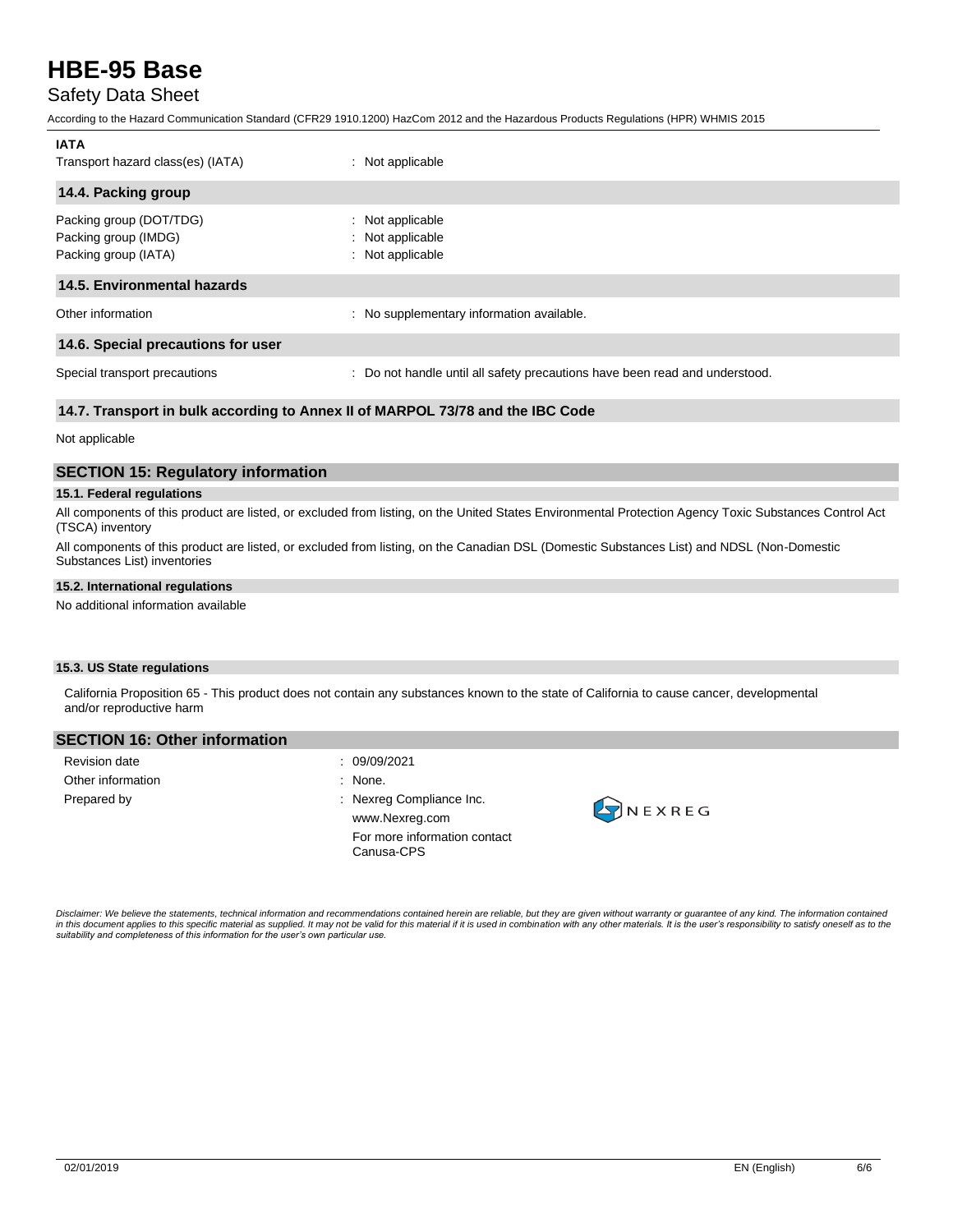**IATA**

| | |
|---|---|
| Transport hazard class(es) (IATA) | : Not applicable |

### 14.4. Packing group

| | |
|---|---|
| Packing group (DOT/TDG) | : Not applicable |
| Packing group (IMDG) | : Not applicable |
| Packing group (IATA) | : Not applicable |

### 14.5. Environmental hazards

| | |
|---|---|
| Other information | : No supplementary information available. |

### 14.6. Special precautions for user

| | |
|---|---|
| Special transport precautions | : Do not handle until all safety precautions have been read and understood. |

### 14.7. Transport in bulk according to Annex II of MARPOL 73/78 and the IBC Code

Not applicable

## SECTION 15: Regulatory information

### 15.1. Federal regulations

All components of this product are listed, or excluded from listing, on the United States Environmental Protection Agency Toxic Substances Control Act (TSCA) inventory

All components of this product are listed, or excluded from listing, on the Canadian DSL (Domestic Substances List) and NDSL (Non-Domestic Substances List) inventories

### 15.2. International regulations

No additional information available

### 15.3. US State regulations

California Proposition 65 - This product does not contain any substances known to the state of California to cause cancer, developmental and/or reproductive harm

## SECTION 16: Other information

| | |
|---|---|
| Revision date | : 09/09/2021 |
| Other information | : None. |
| Prepared by | : Nexreg Compliance Inc.<br>www.Nexreg.com<br>For more information contact Canusa-CPS |

NEXREG

*Disclaimer: We believe the statements, technical information and recommendations contained herein are reliable, but they are given without warranty or guarantee of any kind. The information contained in this document applies to this specific material as supplied. It may not be valid for this material if it is used in combination with any other materials. It is the user's responsibility to satisfy oneself as to the suitability and completeness of this information for the user's own particular use.*